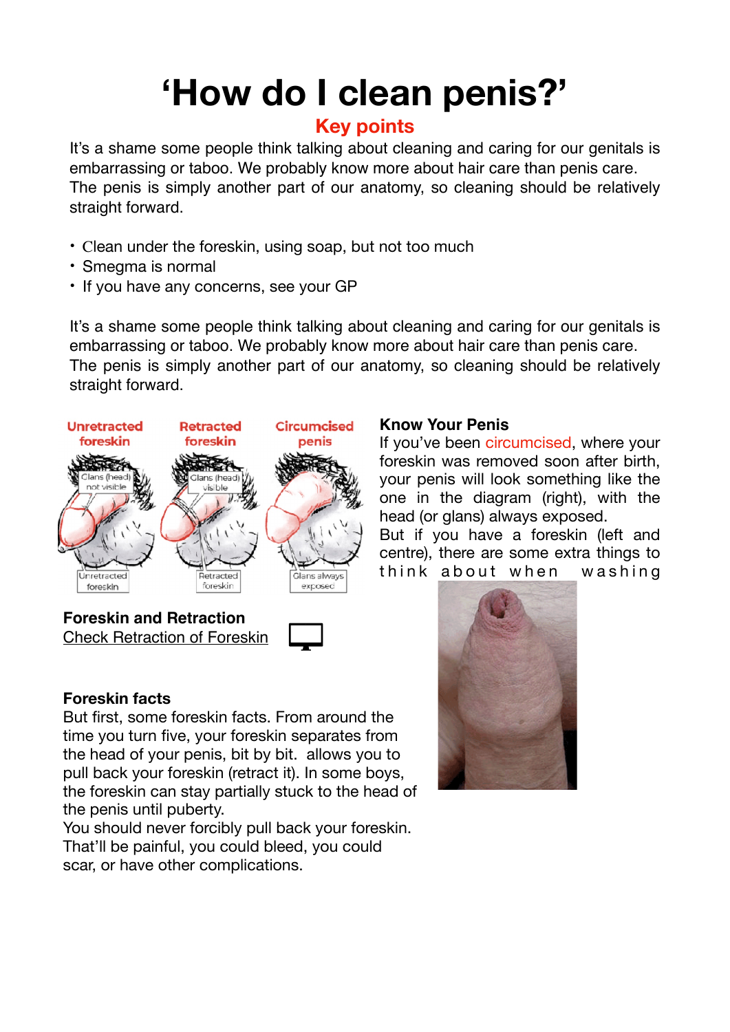# 'How do I clean penis?'

## Key points

It's a shame some people think talking about cleaning and caring for our genitals is embarrassing or taboo. We probably know more about hair care than penis care. The penis is simply another part of our anatomy, so cleaning should be relatively straight forward.

- Clean under the foreskin, using soap, but not too much
- Smegma is normal
- If you have any concerns, see your GP

It's a shame some people think talking about cleaning and caring for our genitals is embarrassing or taboo. We probably know more about hair care than penis care. The penis is simply another part of our anatomy, so cleaning should be relatively straight forward.

**Know Your Penis**

If you've been circumcised, where your foreskin was removed soon after birth, your penis will look something like the one in the diagram (right), with the head (or glans) always exposed.
But if you have a foreskin (left and centre), there are some extra things to think about when washing

**Foreskin and Retraction**

Check Retraction of Foreskin

**Foreskin facts**

But first, some foreskin facts. From around the time you turn five, your foreskin separates from the head of your penis, bit by bit. allows you to pull back your foreskin (retract it). In some boys, the foreskin can stay partially stuck to the head of the penis until puberty.
You should never forcibly pull back your foreskin. That'll be painful, you could bleed, you could scar, or have other complications.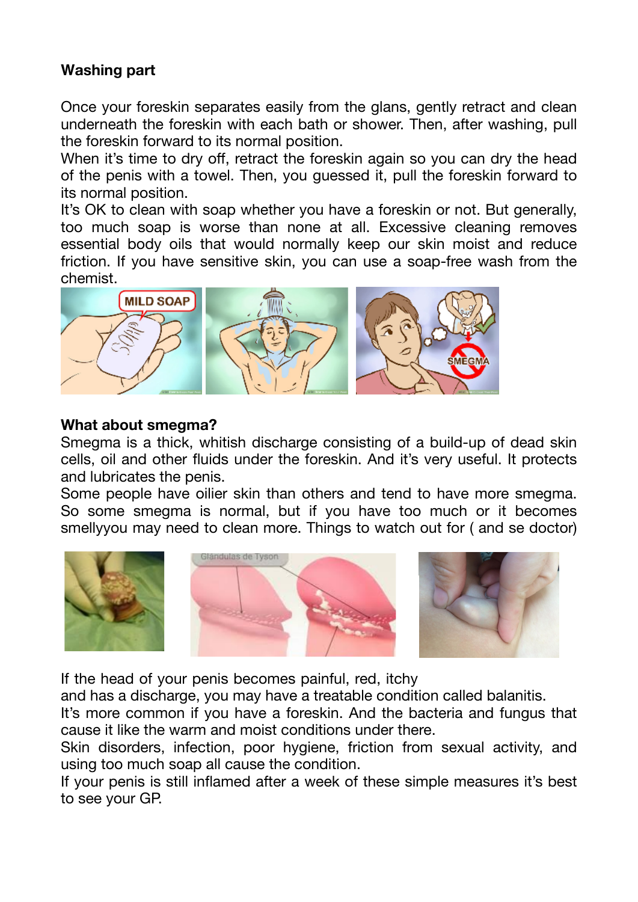**Washing part**

Once your foreskin separates easily from the glans, gently retract and clean underneath the foreskin with each bath or shower. Then, after washing, pull the foreskin forward to its normal position.
When it's time to dry off, retract the foreskin again so you can dry the head of the penis with a towel. Then, you guessed it, pull the foreskin forward to its normal position.
It's OK to clean with soap whether you have a foreskin or not. But generally, too much soap is worse than none at all. Excessive cleaning removes essential body oils that would normally keep our skin moist and reduce friction. If you have sensitive skin, you can use a soap-free wash from the chemist.

**What about smegma?**
Smegma is a thick, whitish discharge consisting of a build-up of dead skin cells, oil and other fluids under the foreskin. And it's very useful. It protects and lubricates the penis.
Some people have oilier skin than others and tend to have more smegma. So some smegma is normal, but if you have too much or it becomes smellyyou may need to clean more. Things to watch out for ( and se doctor)

If the head of your penis becomes painful, red, itchy
and has a discharge, you may have a treatable condition called balanitis.
It's more common if you have a foreskin. And the bacteria and fungus that cause it like the warm and moist conditions under there.
Skin disorders, infection, poor hygiene, friction from sexual activity, and using too much soap all cause the condition.
If your penis is still inflamed after a week of these simple measures it's best to see your GP.